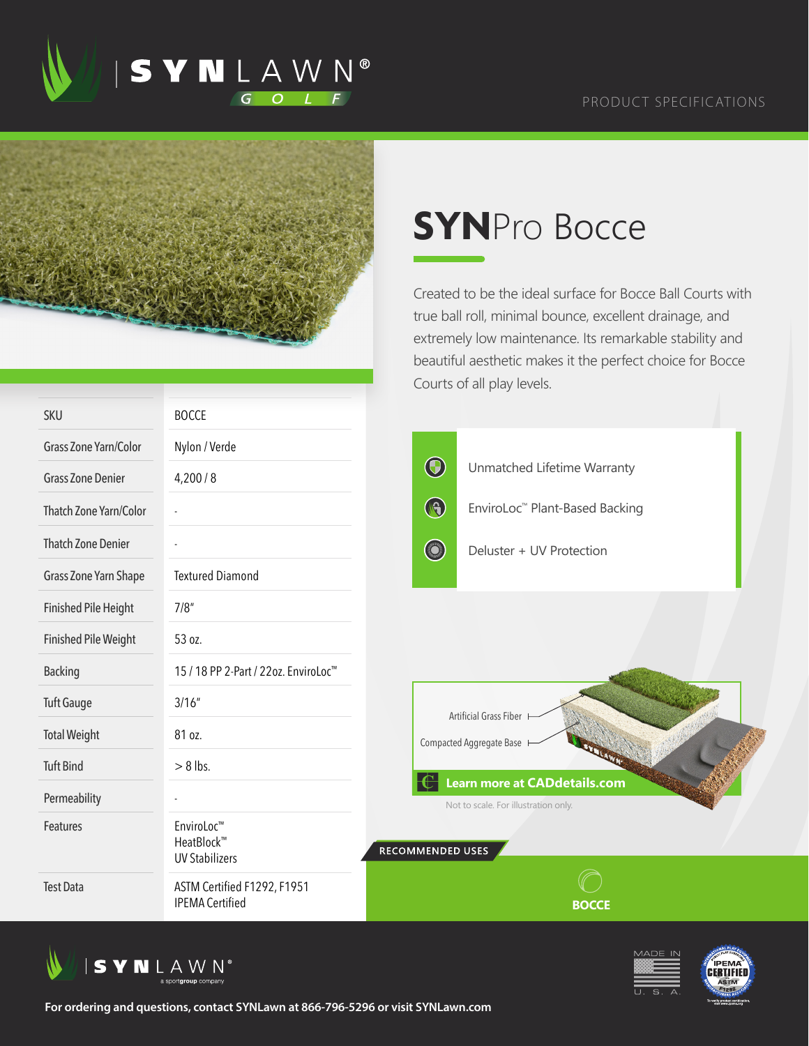SYNLAWN® GOLF

PRODUCT SPECIFICATIONS

# SYNPro Bocce

Created to be the ideal surface for Bocce Ball Courts with true ball roll, minimal bounce, excellent drainage, and extremely low maintenance. Its remarkable stability and beautiful aesthetic makes it the perfect choice for Bocce Courts of all play levels.

- Unmatched Lifetime Warranty
- EnviroLoc™ Plant-Based Backing
- Deluster + UV Protection

| SKU | BOCCE |
|---|---|
| Grass Zone Yarn/Color | Nylon / Verde |
| Grass Zone Denier | 4,200 / 8 |
| Thatch Zone Yarn/Color | - |
| Thatch Zone Denier | - |
| Grass Zone Yarn Shape | Textured Diamond |
| Finished Pile Height | 7/8" |
| Finished Pile Weight | 53 oz. |
| Backing | 15 / 18 PP 2-Part / 22oz. EnviroLoc™ |
| Tuft Gauge | 3/16" |
| Total Weight | 81 oz. |
| Tuft Bind | > 8 lbs. |
| Permeability | - |
| Features | EnviroLoc™<br>HeatBlock™<br>UV Stabilizers |
| Test Data | ASTM Certified F1292, F1951<br>IPEMA Certified |

Artificial Grass Fiber

Compacted Aggregate Base

**Learn more at CADdetails.com**

Not to scale. For illustration only.

RECOMMENDED USES

**BOCCE**

SYNLAWN® a sportgroup company

MADE IN U. S. A.

IPEMA CERTIFIED ASTM F1292

**For ordering and questions, contact SYNLawn at 866-796-5296 or visit SYNLawn.com**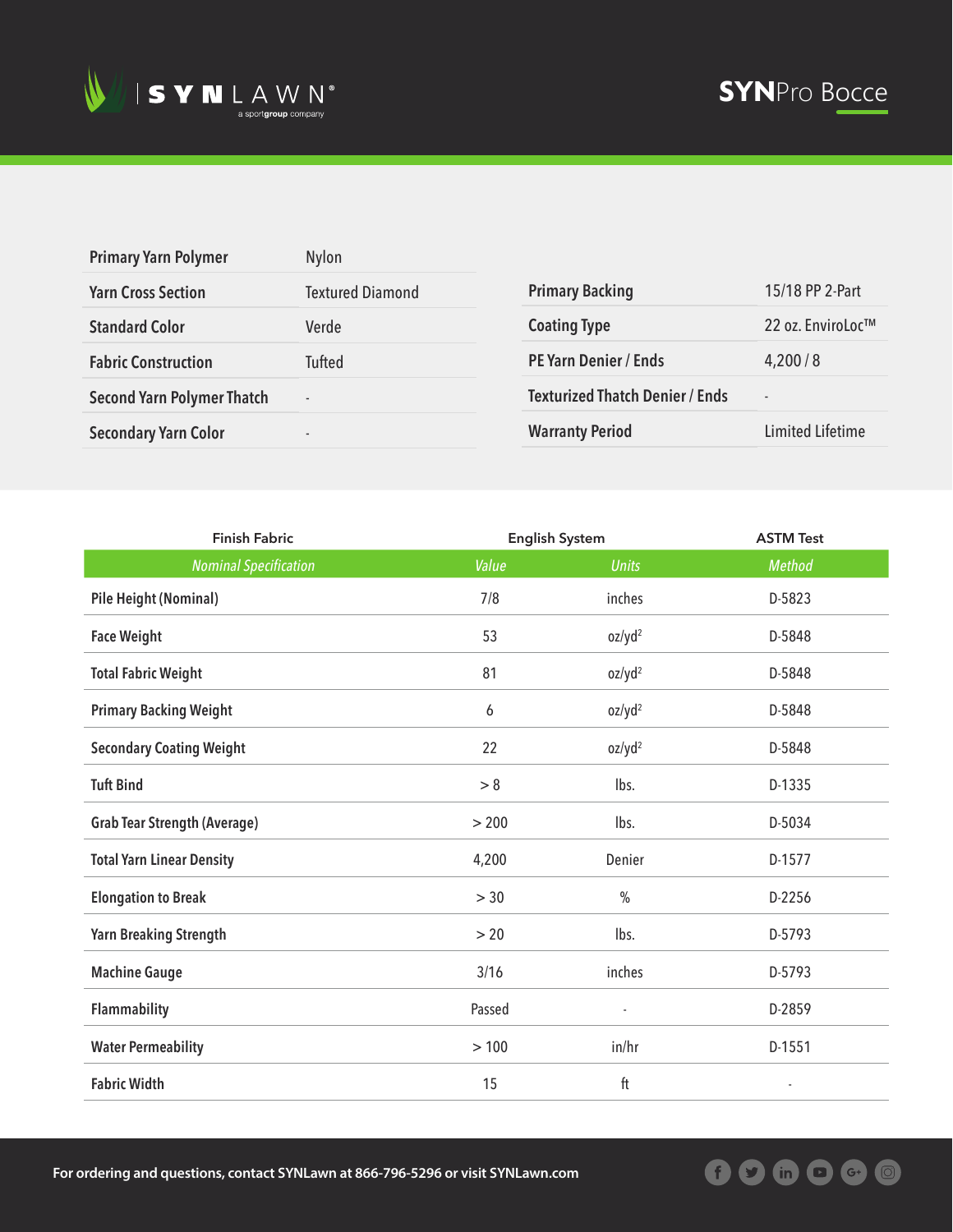# SYNPro Bocce

| | |
|---|---|
| Primary Yarn Polymer | Nylon |
| Yarn Cross Section | Textured Diamond |
| Standard Color | Verde |
| Fabric Construction | Tufted |
| Second Yarn Polymer Thatch | - |
| Secondary Yarn Color | - |

| | |
|---|---|
| Primary Backing | 15/18 PP 2-Part |
| Coating Type | 22 oz. EnviroLoc™ |
| PE Yarn Denier / Ends | 4,200 / 8 |
| Texturized Thatch Denier / Ends | - |
| Warranty Period | Limited Lifetime |

| Finish Fabric | English System | | ASTM Test |
|---|---|---|---|
| *Nominal Specification* | *Value* | *Units* | *Method* |
| Pile Height (Nominal) | 7/8 | inches | D-5823 |
| Face Weight | 53 | oz/yd² | D-5848 |
| Total Fabric Weight | 81 | oz/yd² | D-5848 |
| Primary Backing Weight | 6 | oz/yd² | D-5848 |
| Secondary Coating Weight | 22 | oz/yd² | D-5848 |
| Tuft Bind | > 8 | lbs. | D-1335 |
| Grab Tear Strength (Average) | > 200 | lbs. | D-5034 |
| Total Yarn Linear Density | 4,200 | Denier | D-1577 |
| Elongation to Break | > 30 | % | D-2256 |
| Yarn Breaking Strength | > 20 | lbs. | D-5793 |
| Machine Gauge | 3/16 | inches | D-5793 |
| Flammability | Passed | - | D-2859 |
| Water Permeability | > 100 | in/hr | D-1551 |
| Fabric Width | 15 | ft | - |

For ordering and questions, contact SYNLawn at 866-796-5296 or visit SYNLawn.com